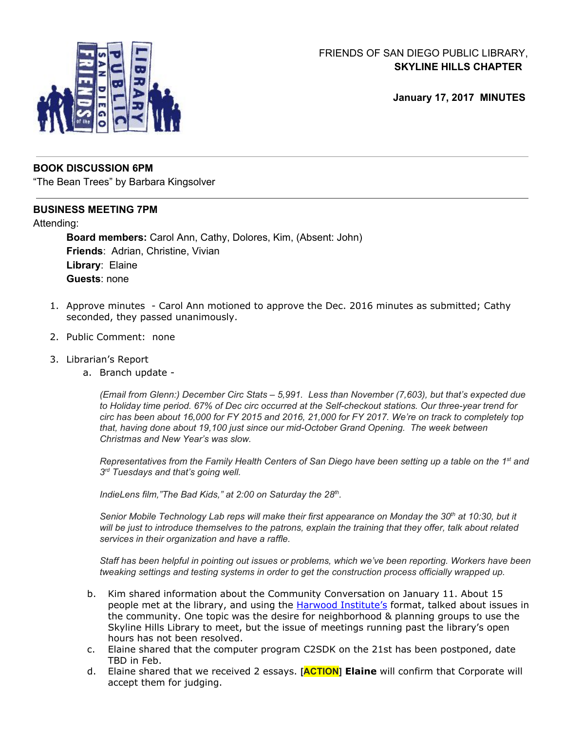FRIENDS OF SAN DIEGO PUBLIC LIBRARY,
**SKYLINE HILLS CHAPTER**

**January 17, 2017 MINUTES**

---

**BOOK DISCUSSION 6PM**

"The Bean Trees" by Barbara Kingsolver

---

**BUSINESS MEETING 7PM**

Attending:

> **Board members:** Carol Ann, Cathy, Dolores, Kim, (Absent: John)
> **Friends**: Adrian, Christine, Vivian
> **Library**: Elaine
> **Guests**: none

1. Approve minutes - Carol Ann motioned to approve the Dec. 2016 minutes as submitted; Cathy seconded, they passed unanimously.

2. Public Comment: none

3. Librarian's Report
   a. Branch update -

      *(Email from Glenn:) December Circ Stats – 5,991. Less than November (7,603), but that's expected due to Holiday time period. 67% of Dec circ occurred at the Self-checkout stations. Our three-year trend for circ has been about 16,000 for FY 2015 and 2016, 21,000 for FY 2017. We're on track to completely top that, having done about 19,100 just since our mid-October Grand Opening. The week between Christmas and New Year's was slow.*

      *Representatives from the Family Health Centers of San Diego have been setting up a table on the 1st and 3rd Tuesdays and that's going well.*

      *IndieLens film,"The Bad Kids," at 2:00 on Saturday the 28th.*

      *Senior Mobile Technology Lab reps will make their first appearance on Monday the 30th at 10:30, but it will be just to introduce themselves to the patrons, explain the training that they offer, talk about related services in their organization and have a raffle.*

      *Staff has been helpful in pointing out issues or problems, which we've been reporting. Workers have been tweaking settings and testing systems in order to get the construction process officially wrapped up.*

   b. Kim shared information about the Community Conversation on January 11. About 15 people met at the library, and using the Harwood Institute's format, talked about issues in the community. One topic was the desire for neighborhood & planning groups to use the Skyline Hills Library to meet, but the issue of meetings running past the library's open hours has not been resolved.
   c. Elaine shared that the computer program C2SDK on the 21st has been postponed, date TBD in Feb.
   d. Elaine shared that we received 2 essays. [**ACTION**] **Elaine** will confirm that Corporate will accept them for judging.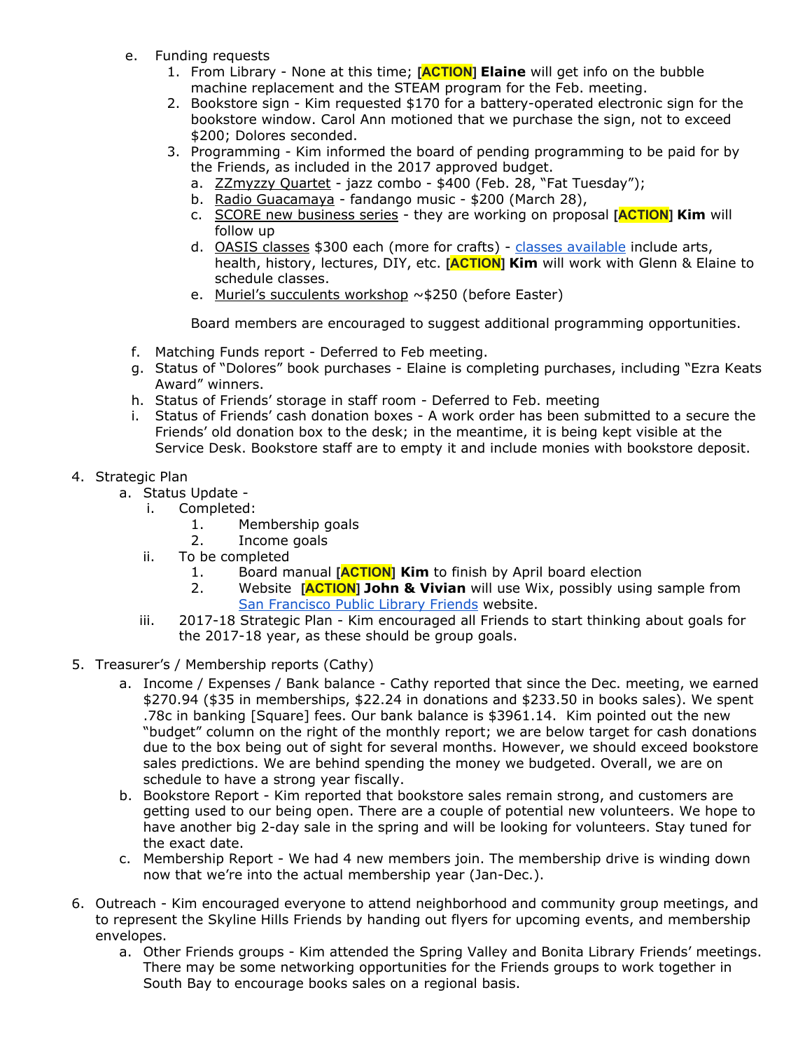e. Funding requests
    1. From Library - None at this time; [**ACTION**] **Elaine** will get info on the bubble machine replacement and the STEAM program for the Feb. meeting.
    2. Bookstore sign - Kim requested $170 for a battery-operated electronic sign for the bookstore window. Carol Ann motioned that we purchase the sign, not to exceed $200; Dolores seconded.
    3. Programming - Kim informed the board of pending programming to be paid for by the Friends, as included in the 2017 approved budget.
        a. ZZmyzzy Quartet - jazz combo - $400 (Feb. 28, "Fat Tuesday");
        b. Radio Guacamaya - fandango music - $200 (March 28),
        c. SCORE new business series - they are working on proposal [**ACTION**] **Kim** will follow up
        d. OASIS classes $300 each (more for crafts) - classes available include arts, health, history, lectures, DIY, etc. [**ACTION**] **Kim** will work with Glenn & Elaine to schedule classes.
        e. Muriel's succulents workshop ~$250 (before Easter)

        Board members are encouraged to suggest additional programming opportunities.

f. Matching Funds report - Deferred to Feb meeting.

g. Status of "Dolores" book purchases - Elaine is completing purchases, including "Ezra Keats Award" winners.

h. Status of Friends' storage in staff room - Deferred to Feb. meeting

i. Status of Friends' cash donation boxes - A work order has been submitted to a secure the Friends' old donation box to the desk; in the meantime, it is being kept visible at the Service Desk. Bookstore staff are to empty it and include monies with bookstore deposit.

4. Strategic Plan
    a. Status Update -
        i. Completed:
            1. Membership goals
            2. Income goals
        ii. To be completed
            1. Board manual [**ACTION**] **Kim** to finish by April board election
            2. Website [**ACTION**] **John & Vivian** will use Wix, possibly using sample from San Francisco Public Library Friends website.
        iii. 2017-18 Strategic Plan - Kim encouraged all Friends to start thinking about goals for the 2017-18 year, as these should be group goals.

5. Treasurer's / Membership reports (Cathy)
    a. Income / Expenses / Bank balance - Cathy reported that since the Dec. meeting, we earned $270.94 ($35 in memberships, $22.24 in donations and $233.50 in books sales). We spent .78c in banking [Square] fees. Our bank balance is $3961.14. Kim pointed out the new "budget" column on the right of the monthly report; we are below target for cash donations due to the box being out of sight for several months. However, we should exceed bookstore sales predictions. We are behind spending the money we budgeted. Overall, we are on schedule to have a strong year fiscally.
    b. Bookstore Report - Kim reported that bookstore sales remain strong, and customers are getting used to our being open. There are a couple of potential new volunteers. We hope to have another big 2-day sale in the spring and will be looking for volunteers. Stay tuned for the exact date.
    c. Membership Report - We had 4 new members join. The membership drive is winding down now that we're into the actual membership year (Jan-Dec.).

6. Outreach - Kim encouraged everyone to attend neighborhood and community group meetings, and to represent the Skyline Hills Friends by handing out flyers for upcoming events, and membership envelopes.
    a. Other Friends groups - Kim attended the Spring Valley and Bonita Library Friends' meetings. There may be some networking opportunities for the Friends groups to work together in South Bay to encourage books sales on a regional basis.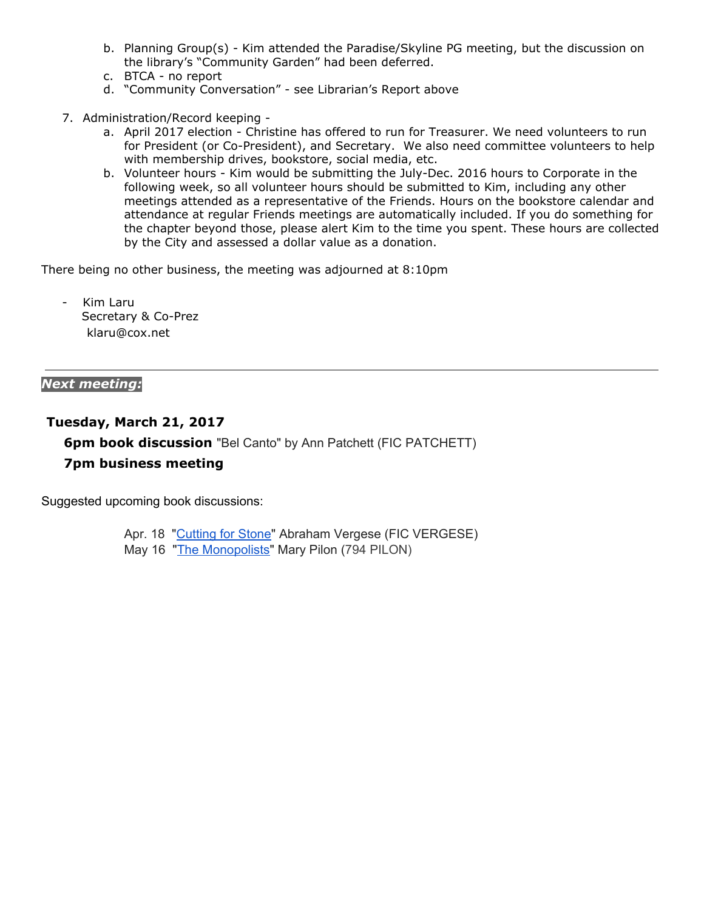b. Planning Group(s) - Kim attended the Paradise/Skyline PG meeting, but the discussion on the library's "Community Garden" had been deferred.
c. BTCA - no report
d. "Community Conversation" - see Librarian's Report above

7. Administration/Record keeping -
   a. April 2017 election - Christine has offered to run for Treasurer. We need volunteers to run for President (or Co-President), and Secretary. We also need committee volunteers to help with membership drives, bookstore, social media, etc.
   b. Volunteer hours - Kim would be submitting the July-Dec. 2016 hours to Corporate in the following week, so all volunteer hours should be submitted to Kim, including any other meetings attended as a representative of the Friends. Hours on the bookstore calendar and attendance at regular Friends meetings are automatically included. If you do something for the chapter beyond those, please alert Kim to the time you spent. These hours are collected by the City and assessed a dollar value as a donation.

There being no other business, the meeting was adjourned at 8:10pm

- Kim Laru
  Secretary & Co-Prez
  klaru@cox.net

---

***Next meeting:***

**Tuesday, March 21, 2017**

**6pm book discussion** "Bel Canto" by Ann Patchett (FIC PATCHETT)

**7pm business meeting**

Suggested upcoming book discussions:

Apr. 18 "Cutting for Stone" Abraham Vergese (FIC VERGESE)
May 16 "The Monopolists" Mary Pilon (794 PILON)